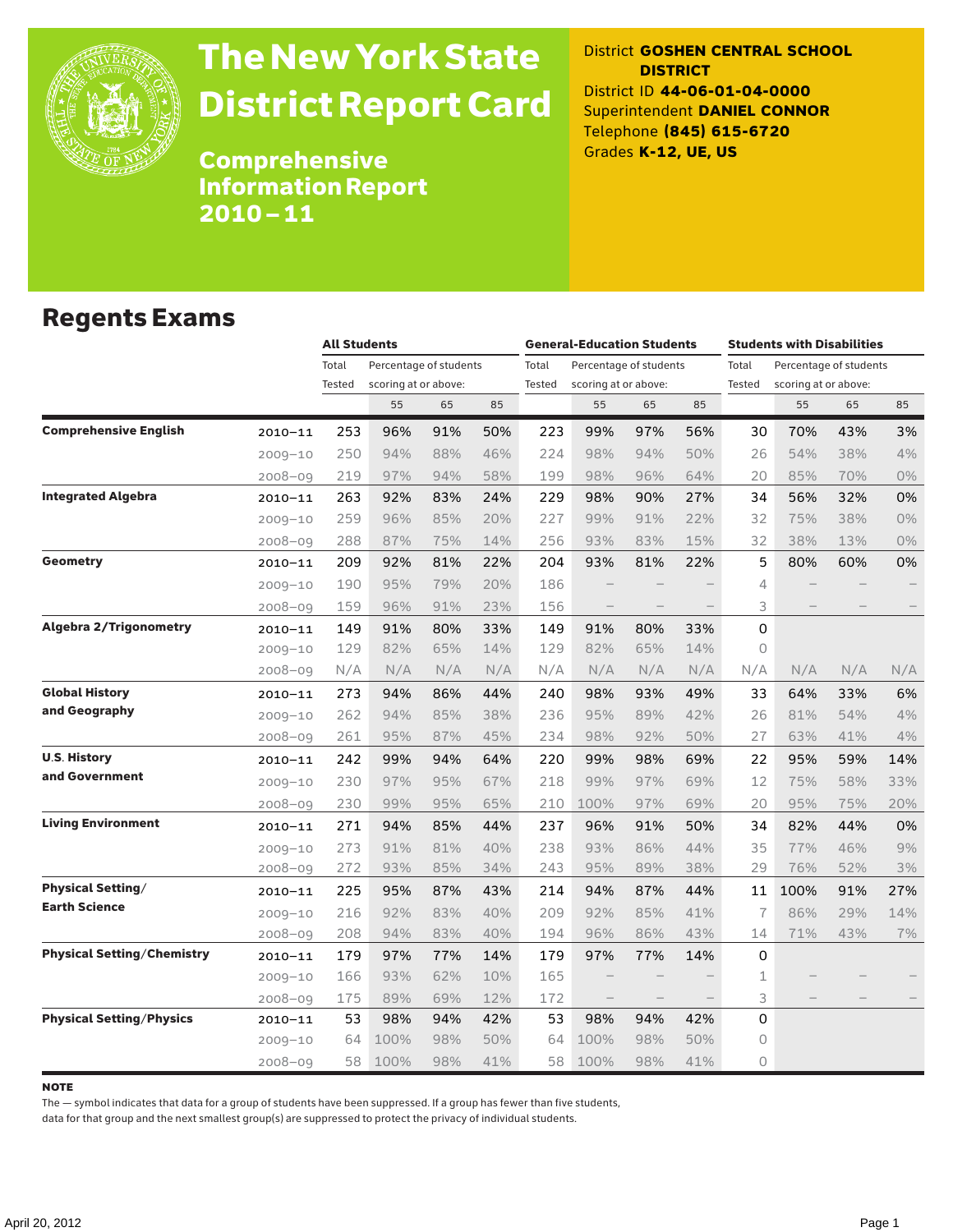# The New York State District Report Card

## Comprehensive Information Report 2010–11

District **GOSHEN CENTRAL SCHOOL DISTRICT**
District ID **44-06-01-04-0000**
Superintendent **DANIEL CONNOR**
Telephone **(845) 615-6720**
Grades **K-12, UE, US**

## Regents Exams

| | | All Students | | | | General-Education Students | | | | Students with Disabilities | | | |
|---|---|---|---|---|---|---|---|---|---|---|---|---|---|
| | | Total Tested | Percentage of students scoring at or above: | | | Total Tested | Percentage of students scoring at or above: | | | Total Tested | Percentage of students scoring at or above: | | |
| | | | 55 | 65 | 85 | | 55 | 65 | 85 | | 55 | 65 | 85 |
| **Comprehensive English** | 2010–11 | 253 | 96% | 91% | 50% | 223 | 99% | 97% | 56% | 30 | 70% | 43% | 3% |
| | 2009–10 | 250 | 94% | 88% | 46% | 224 | 98% | 94% | 50% | 26 | 54% | 38% | 4% |
| | 2008–09 | 219 | 97% | 94% | 58% | 199 | 98% | 96% | 64% | 20 | 85% | 70% | 0% |
| **Integrated Algebra** | 2010–11 | 263 | 92% | 83% | 24% | 229 | 98% | 90% | 27% | 34 | 56% | 32% | 0% |
| | 2009–10 | 259 | 96% | 85% | 20% | 227 | 99% | 91% | 22% | 32 | 75% | 38% | 0% |
| | 2008–09 | 288 | 87% | 75% | 14% | 256 | 93% | 83% | 15% | 32 | 38% | 13% | 0% |
| **Geometry** | 2010–11 | 209 | 92% | 81% | 22% | 204 | 93% | 81% | 22% | 5 | 80% | 60% | 0% |
| | 2009–10 | 190 | 95% | 79% | 20% | 186 | – | – | – | 4 | – | – | – |
| | 2008–09 | 159 | 96% | 91% | 23% | 156 | – | – | – | 3 | – | – | – |
| **Algebra 2/Trigonometry** | 2010–11 | 149 | 91% | 80% | 33% | 149 | 91% | 80% | 33% | 0 | | | |
| | 2009–10 | 129 | 82% | 65% | 14% | 129 | 82% | 65% | 14% | 0 | | | |
| | 2008–09 | N/A | N/A | N/A | N/A | N/A | N/A | N/A | N/A | N/A | N/A | N/A | N/A |
| **Global History and Geography** | 2010–11 | 273 | 94% | 86% | 44% | 240 | 98% | 93% | 49% | 33 | 64% | 33% | 6% |
| | 2009–10 | 262 | 94% | 85% | 38% | 236 | 95% | 89% | 42% | 26 | 81% | 54% | 4% |
| | 2008–09 | 261 | 95% | 87% | 45% | 234 | 98% | 92% | 50% | 27 | 63% | 41% | 4% |
| **U.S. History and Government** | 2010–11 | 242 | 99% | 94% | 64% | 220 | 99% | 98% | 69% | 22 | 95% | 59% | 14% |
| | 2009–10 | 230 | 97% | 95% | 67% | 218 | 99% | 97% | 69% | 12 | 75% | 58% | 33% |
| | 2008–09 | 230 | 99% | 95% | 65% | 210 | 100% | 97% | 69% | 20 | 95% | 75% | 20% |
| **Living Environment** | 2010–11 | 271 | 94% | 85% | 44% | 237 | 96% | 91% | 50% | 34 | 82% | 44% | 0% |
| | 2009–10 | 273 | 91% | 81% | 40% | 238 | 93% | 86% | 44% | 35 | 77% | 46% | 9% |
| | 2008–09 | 272 | 93% | 85% | 34% | 243 | 95% | 89% | 38% | 29 | 76% | 52% | 3% |
| **Physical Setting/ Earth Science** | 2010–11 | 225 | 95% | 87% | 43% | 214 | 94% | 87% | 44% | 11 | 100% | 91% | 27% |
| | 2009–10 | 216 | 92% | 83% | 40% | 209 | 92% | 85% | 41% | 7 | 86% | 29% | 14% |
| | 2008–09 | 208 | 94% | 83% | 40% | 194 | 96% | 86% | 43% | 14 | 71% | 43% | 7% |
| **Physical Setting/Chemistry** | 2010–11 | 179 | 97% | 77% | 14% | 179 | 97% | 77% | 14% | 0 | | | |
| | 2009–10 | 166 | 93% | 62% | 10% | 165 | – | – | – | 1 | – | – | – |
| | 2008–09 | 175 | 89% | 69% | 12% | 172 | – | – | – | 3 | – | – | – |
| **Physical Setting/Physics** | 2010–11 | 53 | 98% | 94% | 42% | 53 | 98% | 94% | 42% | 0 | | | |
| | 2009–10 | 64 | 100% | 98% | 50% | 64 | 100% | 98% | 50% | 0 | | | |
| | 2008–09 | 58 | 100% | 98% | 41% | 58 | 100% | 98% | 41% | 0 | | | |

**NOTE**

The — symbol indicates that data for a group of students have been suppressed. If a group has fewer than five students, data for that group and the next smallest group(s) are suppressed to protect the privacy of individual students.

April 20, 2012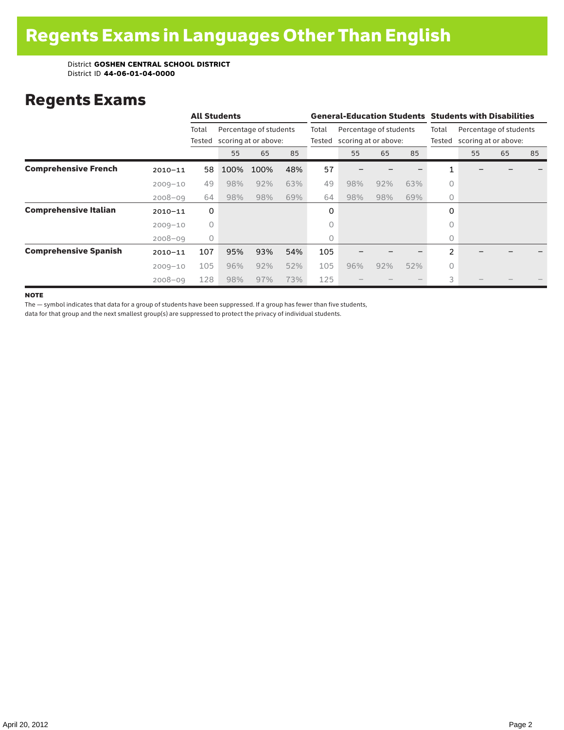# Regents Exams in Languages Other Than English

District **GOSHEN CENTRAL SCHOOL DISTRICT**
District ID **44-06-01-04-0000**

## Regents Exams

| | | All Students | | | | General-Education Students | | | | Students with Disabilities | | | |
|---|---|---|---|---|---|---|---|---|---|---|---|---|---|
| | | Total Tested | Percentage of students scoring at or above: | | | Total Tested | Percentage of students scoring at or above: | | | Total Tested | Percentage of students scoring at or above: | | |
| | | | 55 | 65 | 85 | | 55 | 65 | 85 | | 55 | 65 | 85 |
| **Comprehensive French** | 2010–11 | 58 | 100% | 100% | 48% | 57 | – | – | – | 1 | – | – | – |
| | 2009–10 | 49 | 98% | 92% | 63% | 49 | 98% | 92% | 63% | 0 | | | |
| | 2008–09 | 64 | 98% | 98% | 69% | 64 | 98% | 98% | 69% | 0 | | | |
| **Comprehensive Italian** | 2010–11 | 0 | | | | 0 | | | | 0 | | | |
| | 2009–10 | 0 | | | | 0 | | | | 0 | | | |
| | 2008–09 | 0 | | | | 0 | | | | 0 | | | |
| **Comprehensive Spanish** | 2010–11 | 107 | 95% | 93% | 54% | 105 | – | – | – | 2 | – | – | – |
| | 2009–10 | 105 | 96% | 92% | 52% | 105 | 96% | 92% | 52% | 0 | | | |
| | 2008–09 | 128 | 98% | 97% | 73% | 125 | – | – | – | 3 | – | – | – |

**NOTE**

The — symbol indicates that data for a group of students have been suppressed. If a group has fewer than five students, data for that group and the next smallest group(s) are suppressed to protect the privacy of individual students.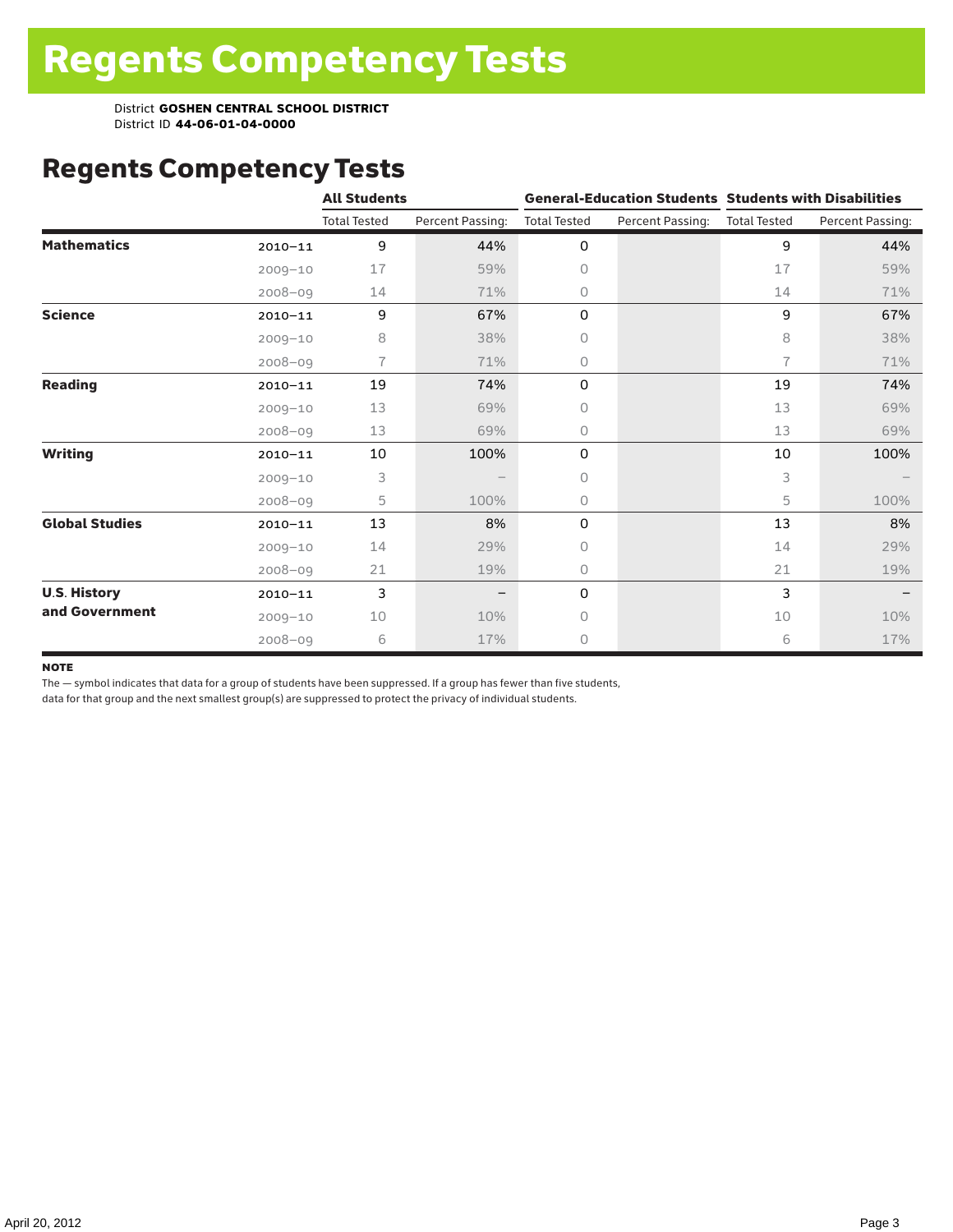# Regents Competency Tests

District **GOSHEN CENTRAL SCHOOL DISTRICT**
District ID **44-06-01-04-0000**

## Regents Competency Tests

| | | All Students | | General-Education Students | | Students with Disabilities | |
|---|---|---|---|---|---|---|---|
| | | Total Tested | Percent Passing: | Total Tested | Percent Passing: | Total Tested | Percent Passing: |
| **Mathematics** | 2010–11 | 9 | 44% | 0 | | 9 | 44% |
| | 2009–10 | 17 | 59% | 0 | | 17 | 59% |
| | 2008–09 | 14 | 71% | 0 | | 14 | 71% |
| **Science** | 2010–11 | 9 | 67% | 0 | | 9 | 67% |
| | 2009–10 | 8 | 38% | 0 | | 8 | 38% |
| | 2008–09 | 7 | 71% | 0 | | 7 | 71% |
| **Reading** | 2010–11 | 19 | 74% | 0 | | 19 | 74% |
| | 2009–10 | 13 | 69% | 0 | | 13 | 69% |
| | 2008–09 | 13 | 69% | 0 | | 13 | 69% |
| **Writing** | 2010–11 | 10 | 100% | 0 | | 10 | 100% |
| | 2009–10 | 3 | – | 0 | | 3 | – |
| | 2008–09 | 5 | 100% | 0 | | 5 | 100% |
| **Global Studies** | 2010–11 | 13 | 8% | 0 | | 13 | 8% |
| | 2009–10 | 14 | 29% | 0 | | 14 | 29% |
| | 2008–09 | 21 | 19% | 0 | | 21 | 19% |
| **U.S. History and Government** | 2010–11 | 3 | – | 0 | | 3 | – |
| | 2009–10 | 10 | 10% | 0 | | 10 | 10% |
| | 2008–09 | 6 | 17% | 0 | | 6 | 17% |

**NOTE**

The — symbol indicates that data for a group of students have been suppressed. If a group has fewer than five students, data for that group and the next smallest group(s) are suppressed to protect the privacy of individual students.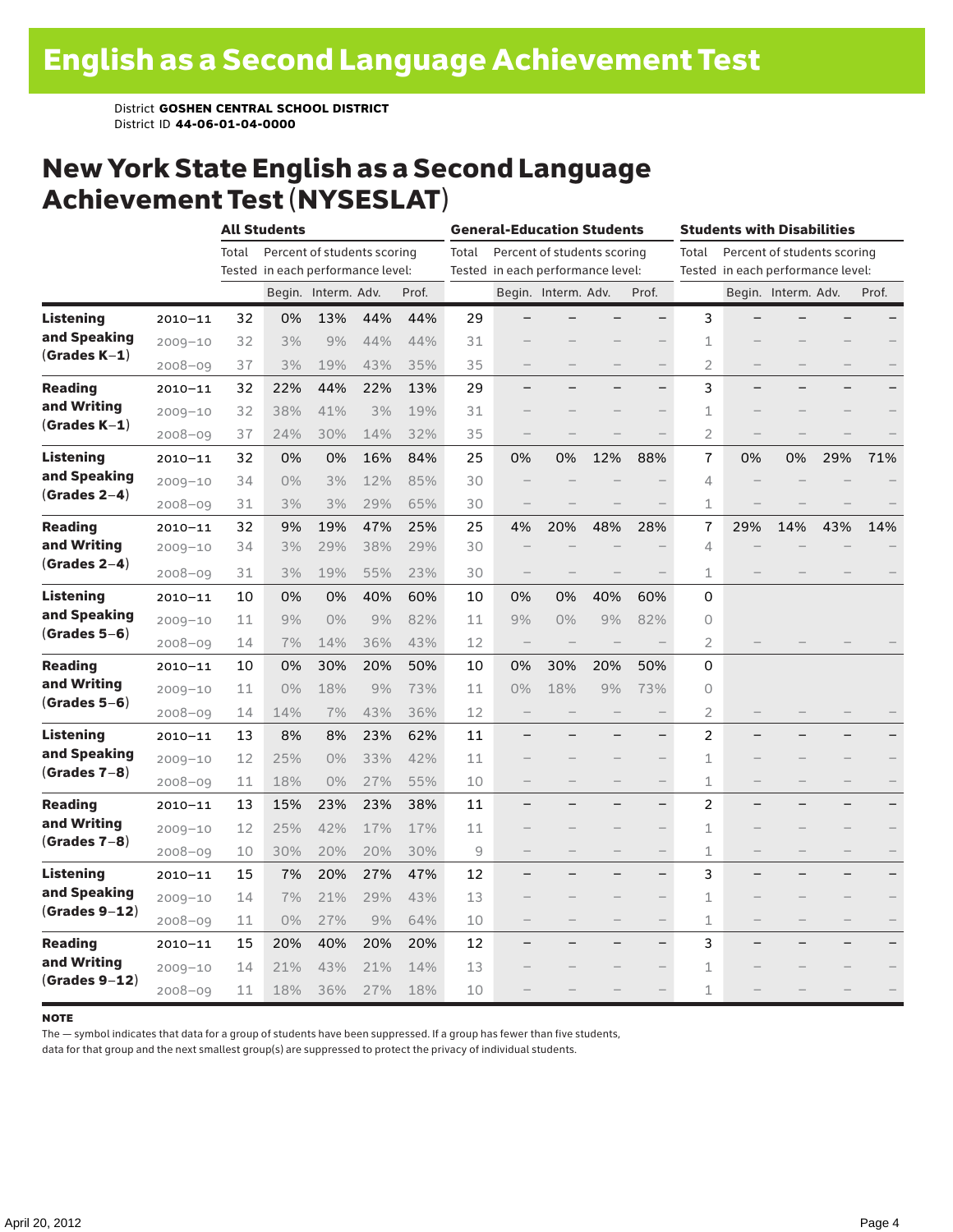# English as a Second Language Achievement Test

District **GOSHEN CENTRAL SCHOOL DISTRICT**
District ID **44-06-01-04-0000**

## New York State English as a Second Language Achievement Test (NYSESLAT)

| | | All Students | | | | | General-Education Students | | | | | Students with Disabilities | | | | |
|---|---|---|---|---|---|---|---|---|---|---|---|---|---|---|---|---|
| | | Total Tested | Percent of students scoring in each performance level: | | | | Total Tested | Percent of students scoring in each performance level: | | | | Total Tested | Percent of students scoring in each performance level: | | | |
| | | | Begin. | Interm. | Adv. | Prof. | | Begin. | Interm. | Adv. | Prof. | | Begin. | Interm. | Adv. | Prof. |
| **Listening and Speaking (Grades K–1)** | 2010–11 | 32 | 0% | 13% | 44% | 44% | 29 | – | – | – | – | 3 | – | – | – | – |
| | 2009–10 | 32 | 3% | 9% | 44% | 44% | 31 | – | – | – | – | 1 | – | – | – | – |
| | 2008–09 | 37 | 3% | 19% | 43% | 35% | 35 | – | – | – | – | 2 | – | – | – | – |
| **Reading and Writing (Grades K–1)** | 2010–11 | 32 | 22% | 44% | 22% | 13% | 29 | – | – | – | – | 3 | – | – | – | – |
| | 2009–10 | 32 | 38% | 41% | 3% | 19% | 31 | – | – | – | – | 1 | – | – | – | – |
| | 2008–09 | 37 | 24% | 30% | 14% | 32% | 35 | – | – | – | – | 2 | – | – | – | – |
| **Listening and Speaking (Grades 2–4)** | 2010–11 | 32 | 0% | 0% | 16% | 84% | 25 | 0% | 0% | 12% | 88% | 7 | 0% | 0% | 29% | 71% |
| | 2009–10 | 34 | 0% | 3% | 12% | 85% | 30 | – | – | – | – | 4 | – | – | – | – |
| | 2008–09 | 31 | 3% | 3% | 29% | 65% | 30 | – | – | – | – | 1 | – | – | – | – |
| **Reading and Writing (Grades 2–4)** | 2010–11 | 32 | 9% | 19% | 47% | 25% | 25 | 4% | 20% | 48% | 28% | 7 | 29% | 14% | 43% | 14% |
| | 2009–10 | 34 | 3% | 29% | 38% | 29% | 30 | – | – | – | – | 4 | – | – | – | – |
| | 2008–09 | 31 | 3% | 19% | 55% | 23% | 30 | – | – | – | – | 1 | – | – | – | – |
| **Listening and Speaking (Grades 5–6)** | 2010–11 | 10 | 0% | 0% | 40% | 60% | 10 | 0% | 0% | 40% | 60% | 0 | | | | |
| | 2009–10 | 11 | 9% | 0% | 9% | 82% | 11 | 9% | 0% | 9% | 82% | 0 | | | | |
| | 2008–09 | 14 | 7% | 14% | 36% | 43% | 12 | – | – | – | – | 2 | – | – | – | – |
| **Reading and Writing (Grades 5–6)** | 2010–11 | 10 | 0% | 30% | 20% | 50% | 10 | 0% | 30% | 20% | 50% | 0 | | | | |
| | 2009–10 | 11 | 0% | 18% | 9% | 73% | 11 | 0% | 18% | 9% | 73% | 0 | | | | |
| | 2008–09 | 14 | 14% | 7% | 43% | 36% | 12 | – | – | – | – | 2 | – | – | – | – |
| **Listening and Speaking (Grades 7–8)** | 2010–11 | 13 | 8% | 8% | 23% | 62% | 11 | – | – | – | – | 2 | – | – | – | – |
| | 2009–10 | 12 | 25% | 0% | 33% | 42% | 11 | – | – | – | – | 1 | – | – | – | – |
| | 2008–09 | 11 | 18% | 0% | 27% | 55% | 10 | – | – | – | – | 1 | – | – | – | – |
| **Reading and Writing (Grades 7–8)** | 2010–11 | 13 | 15% | 23% | 23% | 38% | 11 | – | – | – | – | 2 | – | – | – | – |
| | 2009–10 | 12 | 25% | 42% | 17% | 17% | 11 | – | – | – | – | 1 | – | – | – | – |
| | 2008–09 | 10 | 30% | 20% | 20% | 30% | 9 | – | – | – | – | 1 | – | – | – | – |
| **Listening and Speaking (Grades 9–12)** | 2010–11 | 15 | 7% | 20% | 27% | 47% | 12 | – | – | – | – | 3 | – | – | – | – |
| | 2009–10 | 14 | 7% | 21% | 29% | 43% | 13 | – | – | – | – | 1 | – | – | – | – |
| | 2008–09 | 11 | 0% | 27% | 9% | 64% | 10 | – | – | – | – | 1 | – | – | – | – |
| **Reading and Writing (Grades 9–12)** | 2010–11 | 15 | 20% | 40% | 20% | 20% | 12 | – | – | – | – | 3 | – | – | – | – |
| | 2009–10 | 14 | 21% | 43% | 21% | 14% | 13 | – | – | – | – | 1 | – | – | – | – |
| | 2008–09 | 11 | 18% | 36% | 27% | 18% | 10 | – | – | – | – | 1 | – | – | – | – |

**NOTE**

The — symbol indicates that data for a group of students have been suppressed. If a group has fewer than five students, data for that group and the next smallest group(s) are suppressed to protect the privacy of individual students.

April 20, 2012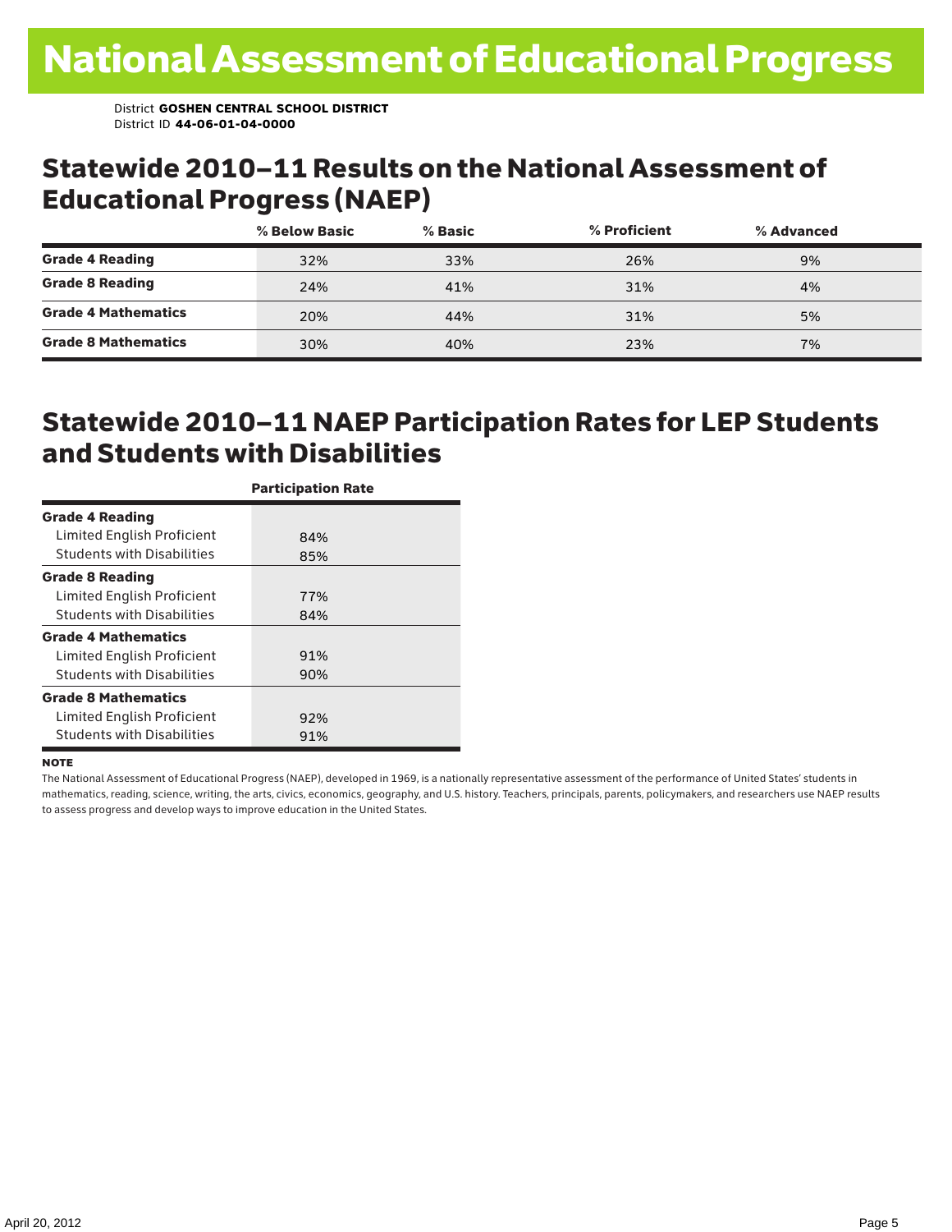# National Assessment of Educational Progress

District **GOSHEN CENTRAL SCHOOL DISTRICT**
District ID **44-06-01-04-0000**

## Statewide 2010–11 Results on the National Assessment of Educational Progress (NAEP)

| | % Below Basic | % Basic | % Proficient | % Advanced |
|---|---|---|---|---|
| **Grade 4 Reading** | 32% | 33% | 26% | 9% |
| **Grade 8 Reading** | 24% | 41% | 31% | 4% |
| **Grade 4 Mathematics** | 20% | 44% | 31% | 5% |
| **Grade 8 Mathematics** | 30% | 40% | 23% | 7% |

## Statewide 2010–11 NAEP Participation Rates for LEP Students and Students with Disabilities

| | Participation Rate |
|---|---|
| **Grade 4 Reading** | |
| Limited English Proficient | 84% |
| Students with Disabilities | 85% |
| **Grade 8 Reading** | |
| Limited English Proficient | 77% |
| Students with Disabilities | 84% |
| **Grade 4 Mathematics** | |
| Limited English Proficient | 91% |
| Students with Disabilities | 90% |
| **Grade 8 Mathematics** | |
| Limited English Proficient | 92% |
| Students with Disabilities | 91% |

**NOTE**

The National Assessment of Educational Progress (NAEP), developed in 1969, is a nationally representative assessment of the performance of United States' students in mathematics, reading, science, writing, the arts, civics, economics, geography, and U.S. history. Teachers, principals, parents, policymakers, and researchers use NAEP results to assess progress and develop ways to improve education in the United States.

April 20, 2012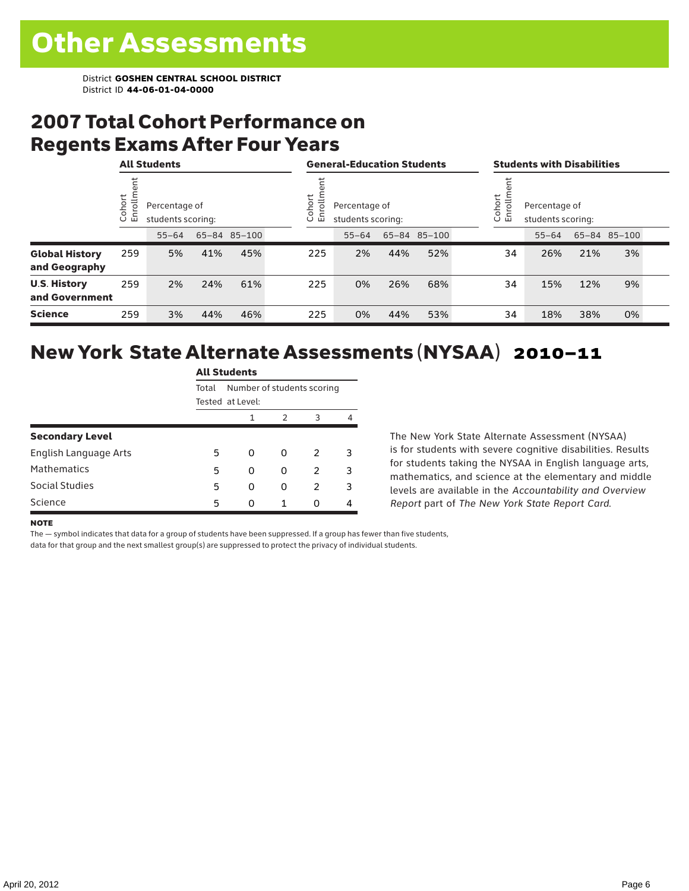# Other Assessments

District **GOSHEN CENTRAL SCHOOL DISTRICT**
District ID **44-06-01-04-0000**

## 2007 Total Cohort Performance on Regents Exams After Four Years

| | All Students | | | | General-Education Students | | | | Students with Disabilities | | | |
|---|---|---|---|---|---|---|---|---|---|---|---|---|
| | Cohort Enrollment | Percentage of students scoring: 55–64 | 65–84 | 85–100 | Cohort Enrollment | Percentage of students scoring: 55–64 | 65–84 | 85–100 | Cohort Enrollment | Percentage of students scoring: 55–64 | 65–84 | 85–100 |
| **Global History and Geography** | 259 | 5% | 41% | 45% | 225 | 2% | 44% | 52% | 34 | 26% | 21% | 3% |
| **U.S. History and Government** | 259 | 2% | 24% | 61% | 225 | 0% | 26% | 68% | 34 | 15% | 12% | 9% |
| **Science** | 259 | 3% | 44% | 46% | 225 | 0% | 44% | 53% | 34 | 18% | 38% | 0% |

## New York State Alternate Assessments (NYSAA) 2010–11

| | All Students | | | | |
|---|---|---|---|---|---|
| | Total Tested | Number of students scoring at Level: 1 | 2 | 3 | 4 |
| **Secondary Level** | | | | | |
| English Language Arts | 5 | 0 | 0 | 2 | 3 |
| Mathematics | 5 | 0 | 0 | 2 | 3 |
| Social Studies | 5 | 0 | 0 | 2 | 3 |
| Science | 5 | 0 | 1 | 0 | 4 |

The New York State Alternate Assessment (NYSAA) is for students with severe cognitive disabilities. Results for students taking the NYSAA in English language arts, mathematics, and science at the elementary and middle levels are available in the *Accountability and Overview Report* part of *The New York State Report Card*.

**NOTE**

The — symbol indicates that data for a group of students have been suppressed. If a group has fewer than five students, data for that group and the next smallest group(s) are suppressed to protect the privacy of individual students.

April 20, 2012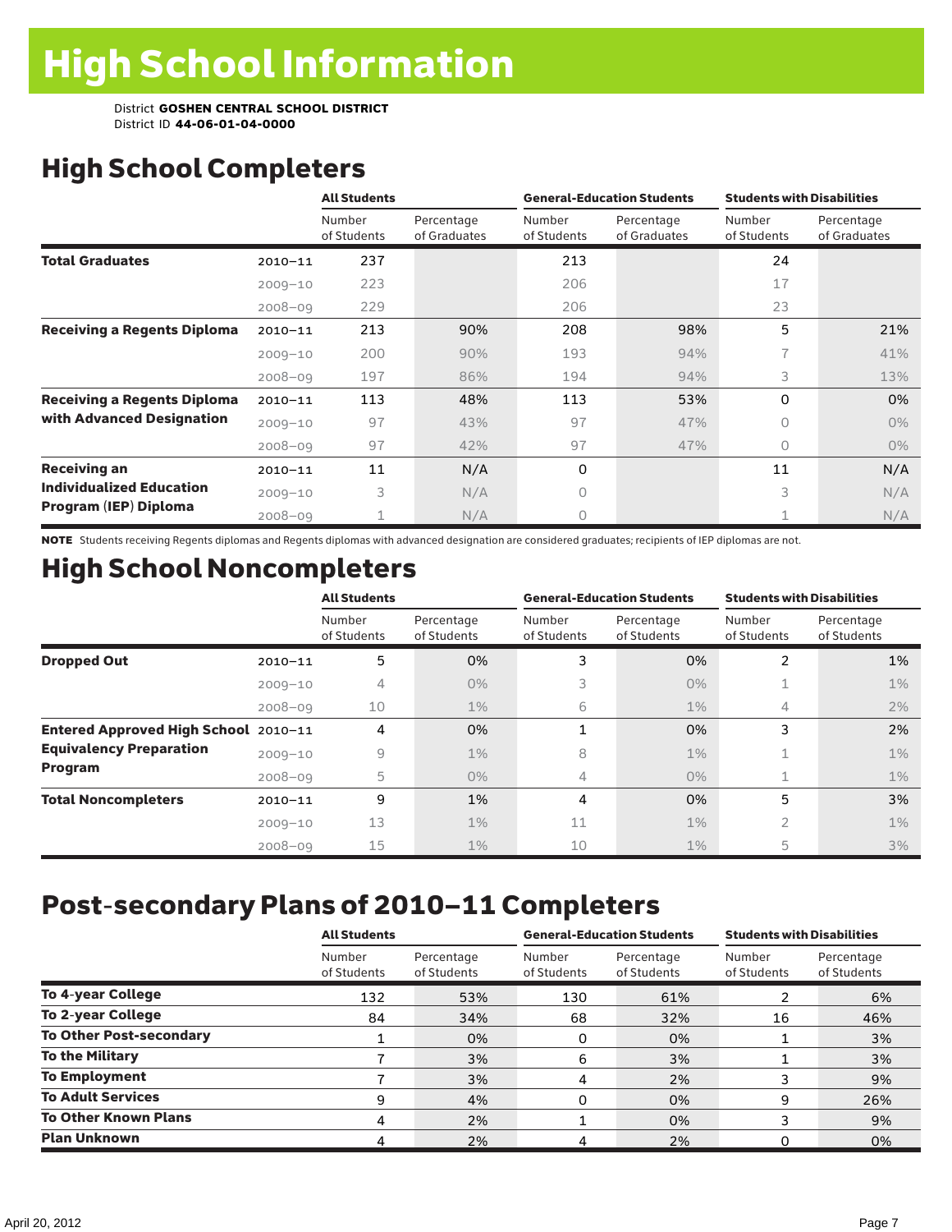# High School Information

District **GOSHEN CENTRAL SCHOOL DISTRICT**
District ID **44-06-01-04-0000**

## High School Completers

| | | All Students | | General-Education Students | | Students with Disabilities | |
|---|---|---|---|---|---|---|---|
| | | Number of Students | Percentage of Graduates | Number of Students | Percentage of Graduates | Number of Students | Percentage of Graduates |
| **Total Graduates** | 2010–11 | 237 | | 213 | | 24 | |
| | 2009–10 | 223 | | 206 | | 17 | |
| | 2008–09 | 229 | | 206 | | 23 | |
| **Receiving a Regents Diploma** | 2010–11 | 213 | 90% | 208 | 98% | 5 | 21% |
| | 2009–10 | 200 | 90% | 193 | 94% | 7 | 41% |
| | 2008–09 | 197 | 86% | 194 | 94% | 3 | 13% |
| **Receiving a Regents Diploma with Advanced Designation** | 2010–11 | 113 | 48% | 113 | 53% | 0 | 0% |
| | 2009–10 | 97 | 43% | 97 | 47% | 0 | 0% |
| | 2008–09 | 97 | 42% | 97 | 47% | 0 | 0% |
| **Receiving an Individualized Education Program (IEP) Diploma** | 2010–11 | 11 | N/A | 0 | | 11 | N/A |
| | 2009–10 | 3 | N/A | 0 | | 3 | N/A |
| | 2008–09 | 1 | N/A | 0 | | 1 | N/A |

**NOTE** Students receiving Regents diplomas and Regents diplomas with advanced designation are considered graduates; recipients of IEP diplomas are not.

## High School Noncompleters

| | | All Students | | General-Education Students | | Students with Disabilities | |
|---|---|---|---|---|---|---|---|
| | | Number of Students | Percentage of Students | Number of Students | Percentage of Students | Number of Students | Percentage of Students |
| **Dropped Out** | 2010–11 | 5 | 0% | 3 | 0% | 2 | 1% |
| | 2009–10 | 4 | 0% | 3 | 0% | 1 | 1% |
| | 2008–09 | 10 | 1% | 6 | 1% | 4 | 2% |
| **Entered Approved High School Equivalency Preparation Program** | 2010–11 | 4 | 0% | 1 | 0% | 3 | 2% |
| | 2009–10 | 9 | 1% | 8 | 1% | 1 | 1% |
| | 2008–09 | 5 | 0% | 4 | 0% | 1 | 1% |
| **Total Noncompleters** | 2010–11 | 9 | 1% | 4 | 0% | 5 | 3% |
| | 2009–10 | 13 | 1% | 11 | 1% | 2 | 1% |
| | 2008–09 | 15 | 1% | 10 | 1% | 5 | 3% |

## Post-secondary Plans of 2010–11 Completers

| | All Students | | General-Education Students | | Students with Disabilities | |
|---|---|---|---|---|---|---|
| | Number of Students | Percentage of Students | Number of Students | Percentage of Students | Number of Students | Percentage of Students |
| **To 4-year College** | 132 | 53% | 130 | 61% | 2 | 6% |
| **To 2-year College** | 84 | 34% | 68 | 32% | 16 | 46% |
| **To Other Post-secondary** | 1 | 0% | 0 | 0% | 1 | 3% |
| **To the Military** | 7 | 3% | 6 | 3% | 1 | 3% |
| **To Employment** | 7 | 3% | 4 | 2% | 3 | 9% |
| **To Adult Services** | 9 | 4% | 0 | 0% | 9 | 26% |
| **To Other Known Plans** | 4 | 2% | 1 | 0% | 3 | 9% |
| **Plan Unknown** | 4 | 2% | 4 | 2% | 0 | 0% |